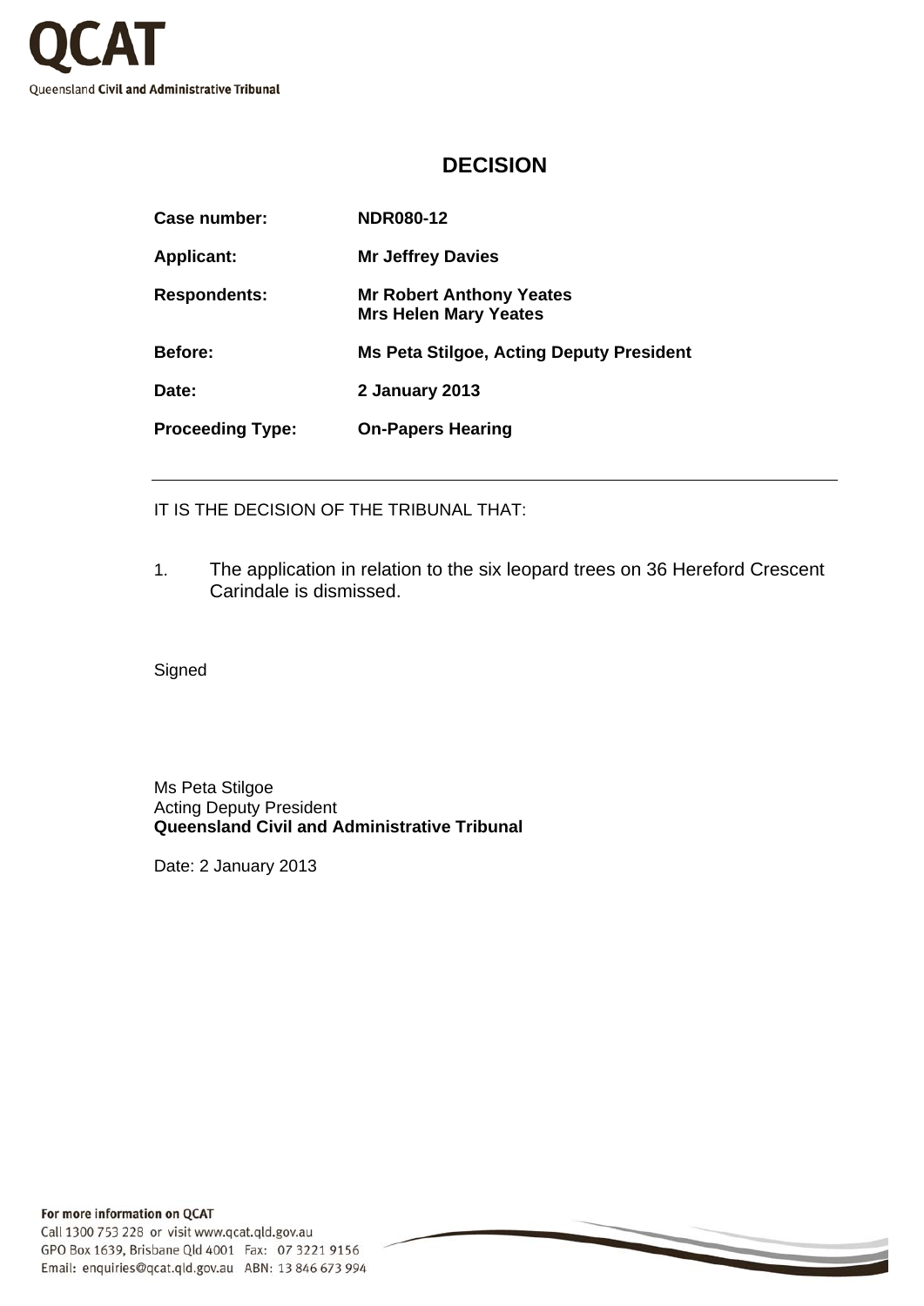QCAT

Queensland **Civil and Administrative Tribunal**

# DECISION

| | |
|---|---|
| **Case number:** | **NDR080-12** |
| **Applicant:** | **Mr Jeffrey Davies** |
| **Respondents:** | **Mr Robert Anthony Yeates**<br>**Mrs Helen Mary Yeates** |
| **Before:** | **Ms Peta Stilgoe, Acting Deputy President** |
| **Date:** | **2 January 2013** |
| **Proceeding Type:** | **On-Papers Hearing** |

---

IT IS THE DECISION OF THE TRIBUNAL THAT:

1. The application in relation to the six leopard trees on 36 Hereford Crescent Carindale is dismissed.

Signed

Ms Peta Stilgoe
Acting Deputy President
**Queensland Civil and Administrative Tribunal**

Date: 2 January 2013

**For more information on QCAT**
Call 1300 753 228 or visit www.qcat.qld.gov.au
GPO Box 1639, Brisbane Qld 4001 Fax: 07 3221 9156
Email: enquiries@qcat.qld.gov.au ABN: 13 846 673 994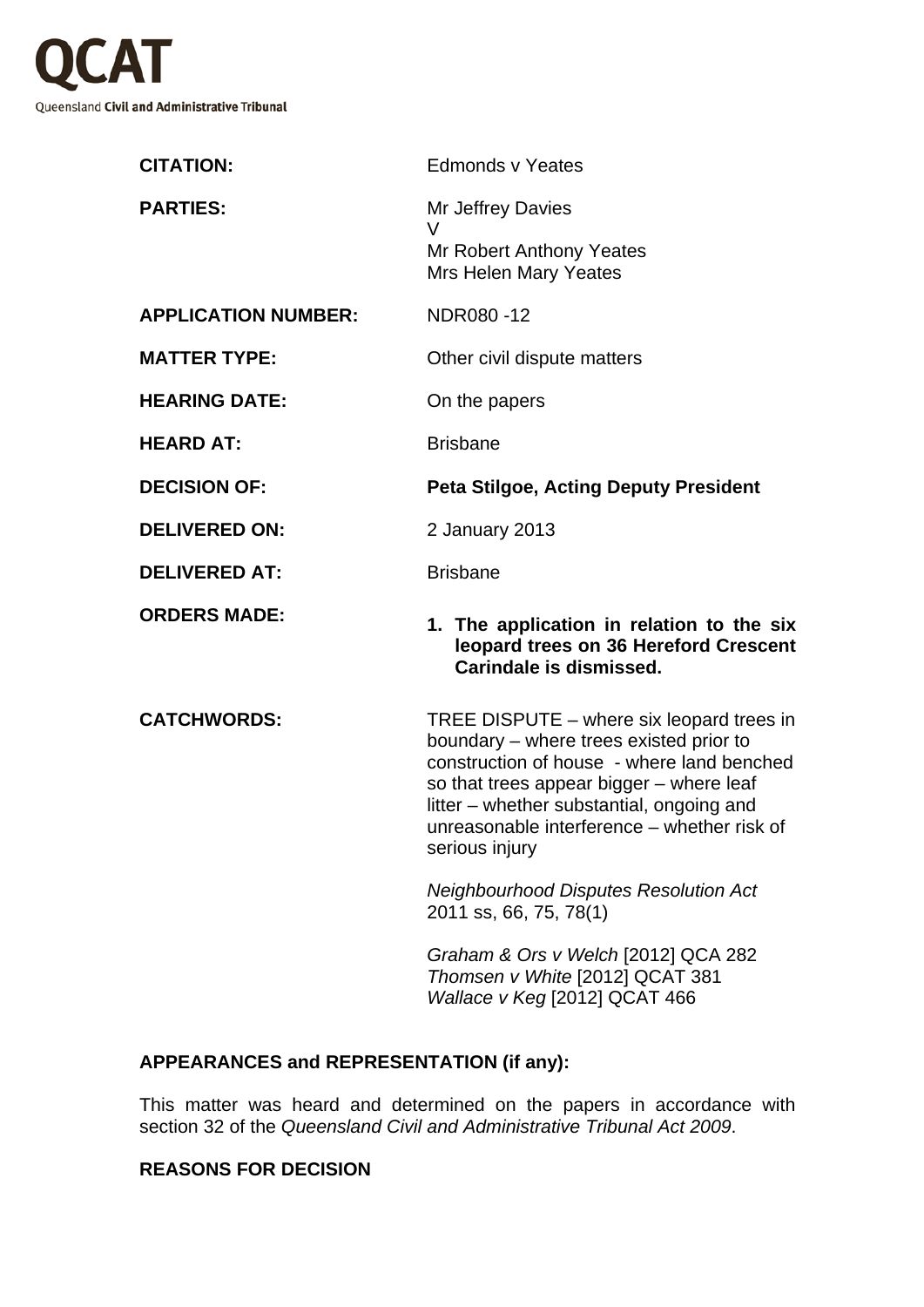QCAT

Queensland **Civil and Administrative** Tribunal

| | |
|---|---|
| **CITATION:** | Edmonds v Yeates |
| **PARTIES:** | Mr Jeffrey Davies<br>V<br>Mr Robert Anthony Yeates<br>Mrs Helen Mary Yeates |
| **APPLICATION NUMBER:** | NDR080 -12 |
| **MATTER TYPE:** | Other civil dispute matters |
| **HEARING DATE:** | On the papers |
| **HEARD AT:** | Brisbane |
| **DECISION OF:** | **Peta Stilgoe, Acting Deputy President** |
| **DELIVERED ON:** | 2 January 2013 |
| **DELIVERED AT:** | Brisbane |
| **ORDERS MADE:** | **1. The application in relation to the six leopard trees on 36 Hereford Crescent Carindale is dismissed.** |
| **CATCHWORDS:** | TREE DISPUTE – where six leopard trees in boundary – where trees existed prior to construction of house - where land benched so that trees appear bigger – where leaf litter – whether substantial, ongoing and unreasonable interference – whether risk of serious injury<br><br>*Neighbourhood Disputes Resolution Act* 2011 ss, 66, 75, 78(1)<br><br>*Graham & Ors v Welch* [2012] QCA 282<br>*Thomsen v White* [2012] QCAT 381<br>*Wallace v Keg* [2012] QCAT 466 |

**APPEARANCES and REPRESENTATION (if any):**

This matter was heard and determined on the papers in accordance with section 32 of the *Queensland Civil and Administrative Tribunal Act 2009*.

**REASONS FOR DECISION**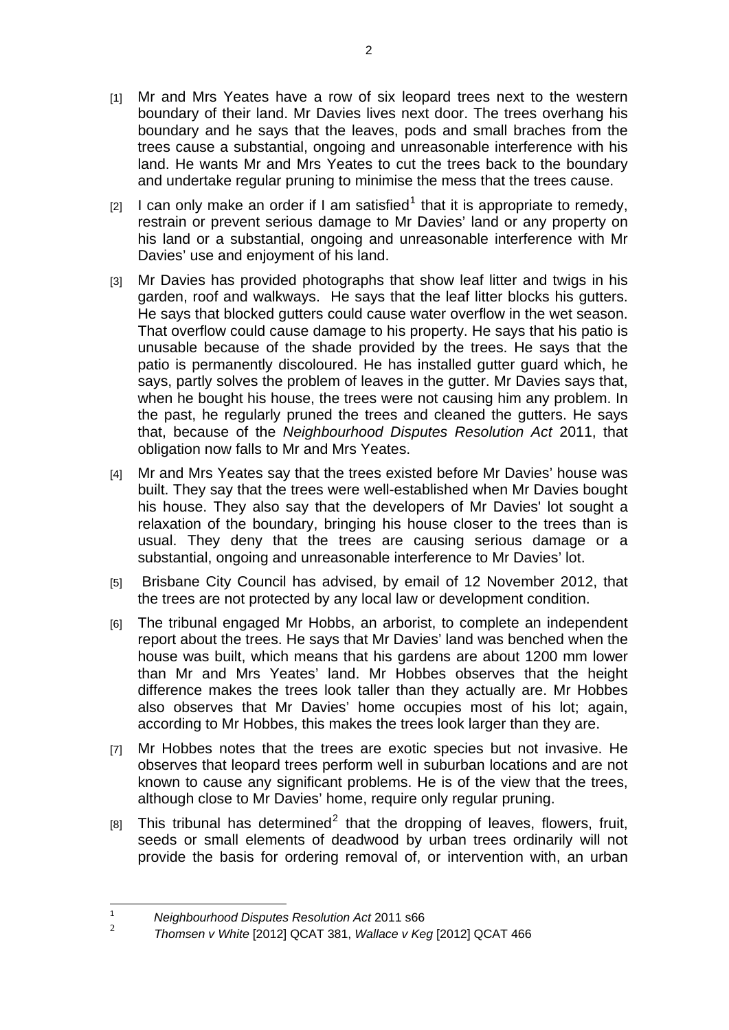[1] Mr and Mrs Yeates have a row of six leopard trees next to the western boundary of their land. Mr Davies lives next door. The trees overhang his boundary and he says that the leaves, pods and small braches from the trees cause a substantial, ongoing and unreasonable interference with his land. He wants Mr and Mrs Yeates to cut the trees back to the boundary and undertake regular pruning to minimise the mess that the trees cause.

[2] I can only make an order if I am satisfied[1] that it is appropriate to remedy, restrain or prevent serious damage to Mr Davies' land or any property on his land or a substantial, ongoing and unreasonable interference with Mr Davies' use and enjoyment of his land.

[3] Mr Davies has provided photographs that show leaf litter and twigs in his garden, roof and walkways. He says that the leaf litter blocks his gutters. He says that blocked gutters could cause water overflow in the wet season. That overflow could cause damage to his property. He says that his patio is unusable because of the shade provided by the trees. He says that the patio is permanently discoloured. He has installed gutter guard which, he says, partly solves the problem of leaves in the gutter. Mr Davies says that, when he bought his house, the trees were not causing him any problem. In the past, he regularly pruned the trees and cleaned the gutters. He says that, because of the *Neighbourhood Disputes Resolution Act* 2011, that obligation now falls to Mr and Mrs Yeates.

[4] Mr and Mrs Yeates say that the trees existed before Mr Davies' house was built. They say that the trees were well-established when Mr Davies bought his house. They also say that the developers of Mr Davies' lot sought a relaxation of the boundary, bringing his house closer to the trees than is usual. They deny that the trees are causing serious damage or a substantial, ongoing and unreasonable interference to Mr Davies' lot.

[5] Brisbane City Council has advised, by email of 12 November 2012, that the trees are not protected by any local law or development condition.

[6] The tribunal engaged Mr Hobbs, an arborist, to complete an independent report about the trees. He says that Mr Davies' land was benched when the house was built, which means that his gardens are about 1200 mm lower than Mr and Mrs Yeates' land. Mr Hobbes observes that the height difference makes the trees look taller than they actually are. Mr Hobbes also observes that Mr Davies' home occupies most of his lot; again, according to Mr Hobbes, this makes the trees look larger than they are.

[7] Mr Hobbes notes that the trees are exotic species but not invasive. He observes that leopard trees perform well in suburban locations and are not known to cause any significant problems. He is of the view that the trees, although close to Mr Davies' home, require only regular pruning.

[8] This tribunal has determined[2] that the dropping of leaves, flowers, fruit, seeds or small elements of deadwood by urban trees ordinarily will not provide the basis for ordering removal of, or intervention with, an urban

---

[1] *Neighbourhood Disputes Resolution Act* 2011 s66

[2] *Thomsen v White* [2012] QCAT 381, *Wallace v Keg* [2012] QCAT 466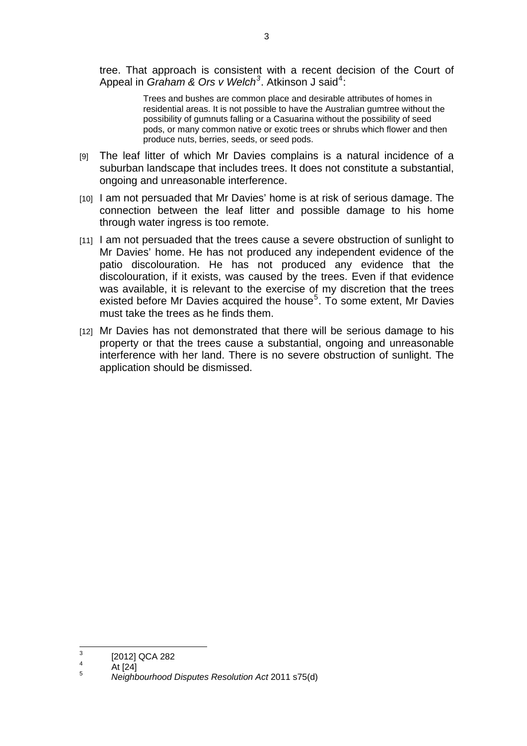tree. That approach is consistent with a recent decision of the Court of Appeal in *Graham & Ors v Welch*[3]. Atkinson J said[4]:

> Trees and bushes are common place and desirable attributes of homes in residential areas. It is not possible to have the Australian gumtree without the possibility of gumnuts falling or a Casuarina without the possibility of seed pods, or many common native or exotic trees or shrubs which flower and then produce nuts, berries, seeds, or seed pods.

[9] The leaf litter of which Mr Davies complains is a natural incidence of a suburban landscape that includes trees. It does not constitute a substantial, ongoing and unreasonable interference.

[10] I am not persuaded that Mr Davies' home is at risk of serious damage. The connection between the leaf litter and possible damage to his home through water ingress is too remote.

[11] I am not persuaded that the trees cause a severe obstruction of sunlight to Mr Davies' home. He has not produced any independent evidence of the patio discolouration. He has not produced any evidence that the discolouration, if it exists, was caused by the trees. Even if that evidence was available, it is relevant to the exercise of my discretion that the trees existed before Mr Davies acquired the house[5]. To some extent, Mr Davies must take the trees as he finds them.

[12] Mr Davies has not demonstrated that there will be serious damage to his property or that the trees cause a substantial, ongoing and unreasonable interference with her land. There is no severe obstruction of sunlight. The application should be dismissed.

---

[3] [2012] QCA 282

[4] At [24]

[5] *Neighbourhood Disputes Resolution Act* 2011 s75(d)